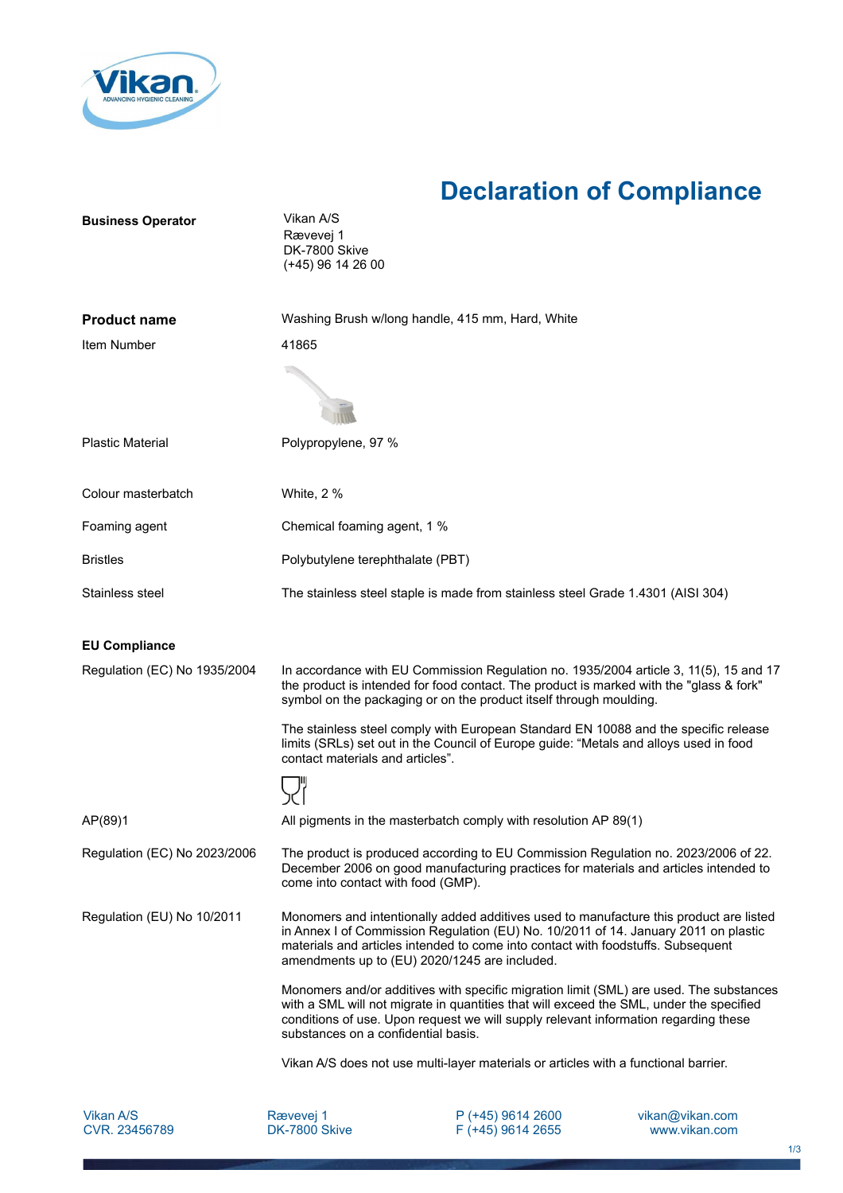# Declaration of Compliance

| | |
|---|---|
| **Business Operator** | Vikan A/S<br>Rævevej 1<br>DK-7800 Skive<br>(+45) 96 14 26 00 |
| **Product name** | Washing Brush w/long handle, 415 mm, Hard, White |
| Item Number | 41865 |
| Plastic Material | Polypropylene, 97 % |
| Colour masterbatch | White, 2 % |
| Foaming agent | Chemical foaming agent, 1 % |
| Bristles | Polybutylene terephthalate (PBT) |
| Stainless steel | The stainless steel staple is made from stainless steel Grade 1.4301 (AISI 304) |

## EU Compliance

| | |
|---|---|
| Regulation (EC) No 1935/2004 | In accordance with EU Commission Regulation no. 1935/2004 article 3, 11(5), 15 and 17 the product is intended for food contact. The product is marked with the "glass & fork" symbol on the packaging or on the product itself through moulding.<br><br>The stainless steel comply with European Standard EN 10088 and the specific release limits (SRLs) set out in the Council of Europe guide: "Metals and alloys used in food contact materials and articles". |
| AP(89)1 | All pigments in the masterbatch comply with resolution AP 89(1) |
| Regulation (EC) No 2023/2006 | The product is produced according to EU Commission Regulation no. 2023/2006 of 22. December 2006 on good manufacturing practices for materials and articles intended to come into contact with food (GMP). |
| Regulation (EU) No 10/2011 | Monomers and intentionally added additives used to manufacture this product are listed in Annex I of Commission Regulation (EU) No. 10/2011 of 14. January 2011 on plastic materials and articles intended to come into contact with foodstuffs. Subsequent amendments up to (EU) 2020/1245 are included.<br><br>Monomers and/or additives with specific migration limit (SML) are used. The substances with a SML will not migrate in quantities that will exceed the SML, under the specified conditions of use. Upon request we will supply relevant information regarding these substances on a confidential basis.<br><br>Vikan A/S does not use multi-layer materials or articles with a functional barrier. |

Vikan A/S
CVR. 23456789

Rævevej 1
DK-7800 Skive

P (+45) 9614 2600
F (+45) 9614 2655

vikan@vikan.com
www.vikan.com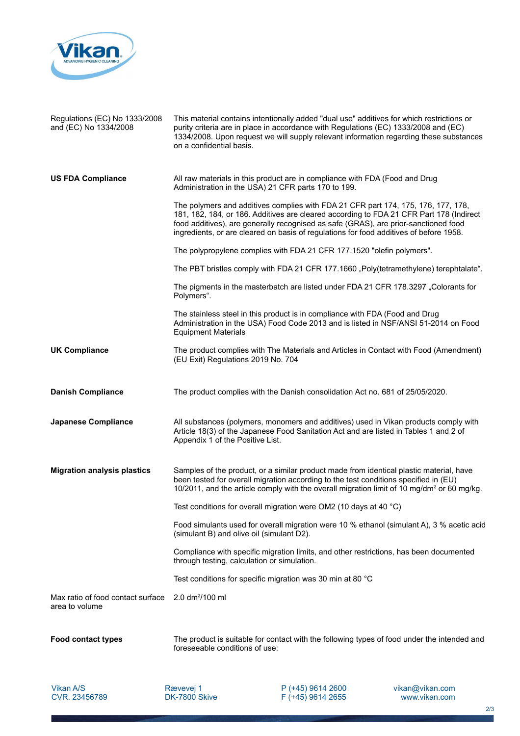| | |
|---|---|
| Regulations (EC) No 1333/2008 and (EC) No 1334/2008 | This material contains intentionally added "dual use" additives for which restrictions or purity criteria are in place in accordance with Regulations (EC) 1333/2008 and (EC) 1334/2008. Upon request we will supply relevant information regarding these substances on a confidential basis. |
| **US FDA Compliance** | All raw materials in this product are in compliance with FDA (Food and Drug Administration in the USA) 21 CFR parts 170 to 199.<br><br>The polymers and additives complies with FDA 21 CFR part 174, 175, 176, 177, 178, 181, 182, 184, or 186. Additives are cleared according to FDA 21 CFR Part 178 (Indirect food additives), are generally recognised as safe (GRAS), are prior-sanctioned food ingredients, or are cleared on basis of regulations for food additives of before 1958.<br><br>The polypropylene complies with FDA 21 CFR 177.1520 "olefin polymers".<br><br>The PBT bristles comply with FDA 21 CFR 177.1660 „Poly(tetramethylene) terephtalate".<br><br>The pigments in the masterbatch are listed under FDA 21 CFR 178.3297 „Colorants for Polymers".<br><br>The stainless steel in this product is in compliance with FDA (Food and Drug Administration in the USA) Food Code 2013 and is listed in NSF/ANSI 51-2014 on Food Equipment Materials |
| **UK Compliance** | The product complies with The Materials and Articles in Contact with Food (Amendment) (EU Exit) Regulations 2019 No. 704 |
| **Danish Compliance** | The product complies with the Danish consolidation Act no. 681 of 25/05/2020. |
| **Japanese Compliance** | All substances (polymers, monomers and additives) used in Vikan products comply with Article 18(3) of the Japanese Food Sanitation Act and are listed in Tables 1 and 2 of Appendix 1 of the Positive List. |
| **Migration analysis plastics** | Samples of the product, or a similar product made from identical plastic material, have been tested for overall migration according to the test conditions specified in (EU) 10/2011, and the article comply with the overall migration limit of 10 mg/dm² or 60 mg/kg.<br><br>Test conditions for overall migration were OM2 (10 days at 40 °C)<br><br>Food simulants used for overall migration were 10 % ethanol (simulant A), 3 % acetic acid (simulant B) and olive oil (simulant D2).<br><br>Compliance with specific migration limits, and other restrictions, has been documented through testing, calculation or simulation.<br><br>Test conditions for specific migration was 30 min at 80 °C |
| Max ratio of food contact surface area to volume | 2.0 dm²/100 ml |
| **Food contact types** | The product is suitable for contact with the following types of food under the intended and foreseeable conditions of use: |

Vikan A/S
CVR. 23456789

Rævevej 1
DK-7800 Skive

P (+45) 9614 2600
F (+45) 9614 2655

vikan@vikan.com
www.vikan.com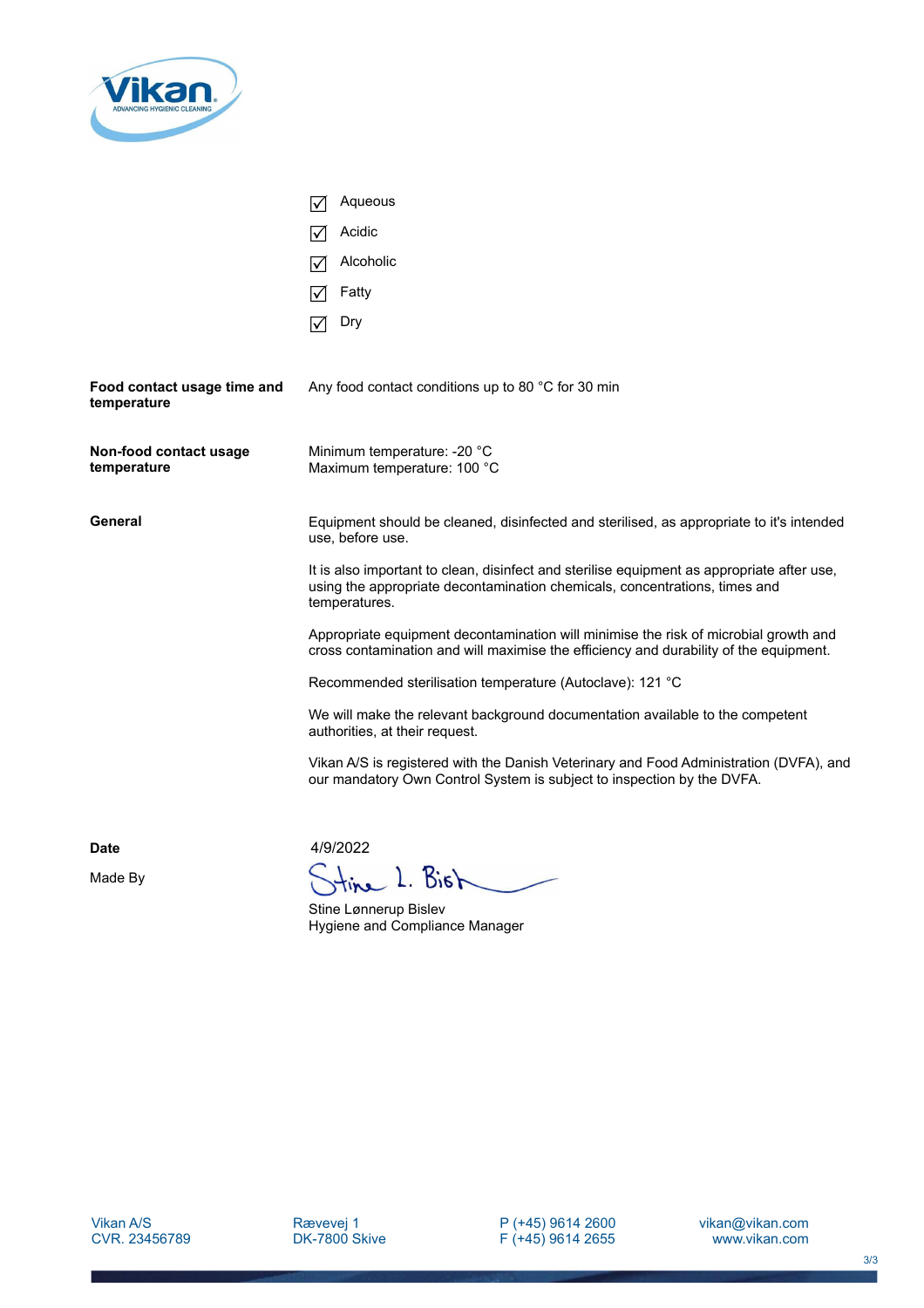- ☑ Aqueous
- ☑ Acidic
- ☑ Alcoholic
- ☑ Fatty
- ☑ Dry

| | |
|---|---|
| **Food contact usage time and temperature** | Any food contact conditions up to 80 °C for 30 min |
| **Non-food contact usage temperature** | Minimum temperature: -20 °C<br>Maximum temperature: 100 °C |

**General**

Equipment should be cleaned, disinfected and sterilised, as appropriate to it's intended use, before use.

It is also important to clean, disinfect and sterilise equipment as appropriate after use, using the appropriate decontamination chemicals, concentrations, times and temperatures.

Appropriate equipment decontamination will minimise the risk of microbial growth and cross contamination and will maximise the efficiency and durability of the equipment.

Recommended sterilisation temperature (Autoclave): 121 °C

We will make the relevant background documentation available to the competent authorities, at their request.

Vikan A/S is registered with the Danish Veterinary and Food Administration (DVFA), and our mandatory Own Control System is subject to inspection by the DVFA.

**Date** 4/9/2022

Made By

Stine Lønnerup Bislev
Hygiene and Compliance Manager

Vikan A/S
CVR. 23456789

Rævevej 1
DK-7800 Skive

P (+45) 9614 2600
F (+45) 9614 2655

vikan@vikan.com
www.vikan.com